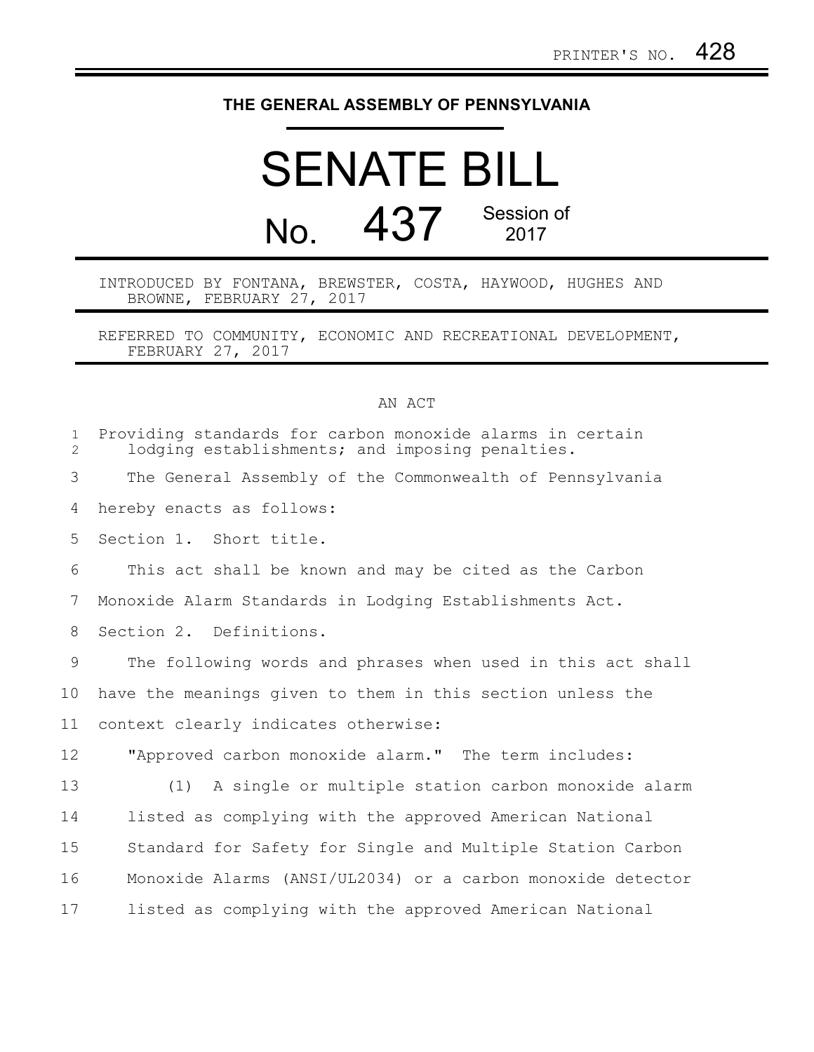PRINTER'S NO. 428

# THE GENERAL ASSEMBLY OF PENNSYLVANIA

# SENATE BILL

## No. 437 Session of 2017

INTRODUCED BY FONTANA, BREWSTER, COSTA, HAYWOOD, HUGHES AND BROWNE, FEBRUARY 27, 2017

REFERRED TO COMMUNITY, ECONOMIC AND RECREATIONAL DEVELOPMENT, FEBRUARY 27, 2017

AN ACT

Providing standards for carbon monoxide alarms in certain lodging establishments; and imposing penalties.

The General Assembly of the Commonwealth of Pennsylvania hereby enacts as follows:

Section 1. Short title.

This act shall be known and may be cited as the Carbon Monoxide Alarm Standards in Lodging Establishments Act.

Section 2. Definitions.

The following words and phrases when used in this act shall have the meanings given to them in this section unless the context clearly indicates otherwise:

"Approved carbon monoxide alarm." The term includes:

(1) A single or multiple station carbon monoxide alarm listed as complying with the approved American National Standard for Safety for Single and Multiple Station Carbon Monoxide Alarms (ANSI/UL2034) or a carbon monoxide detector listed as complying with the approved American National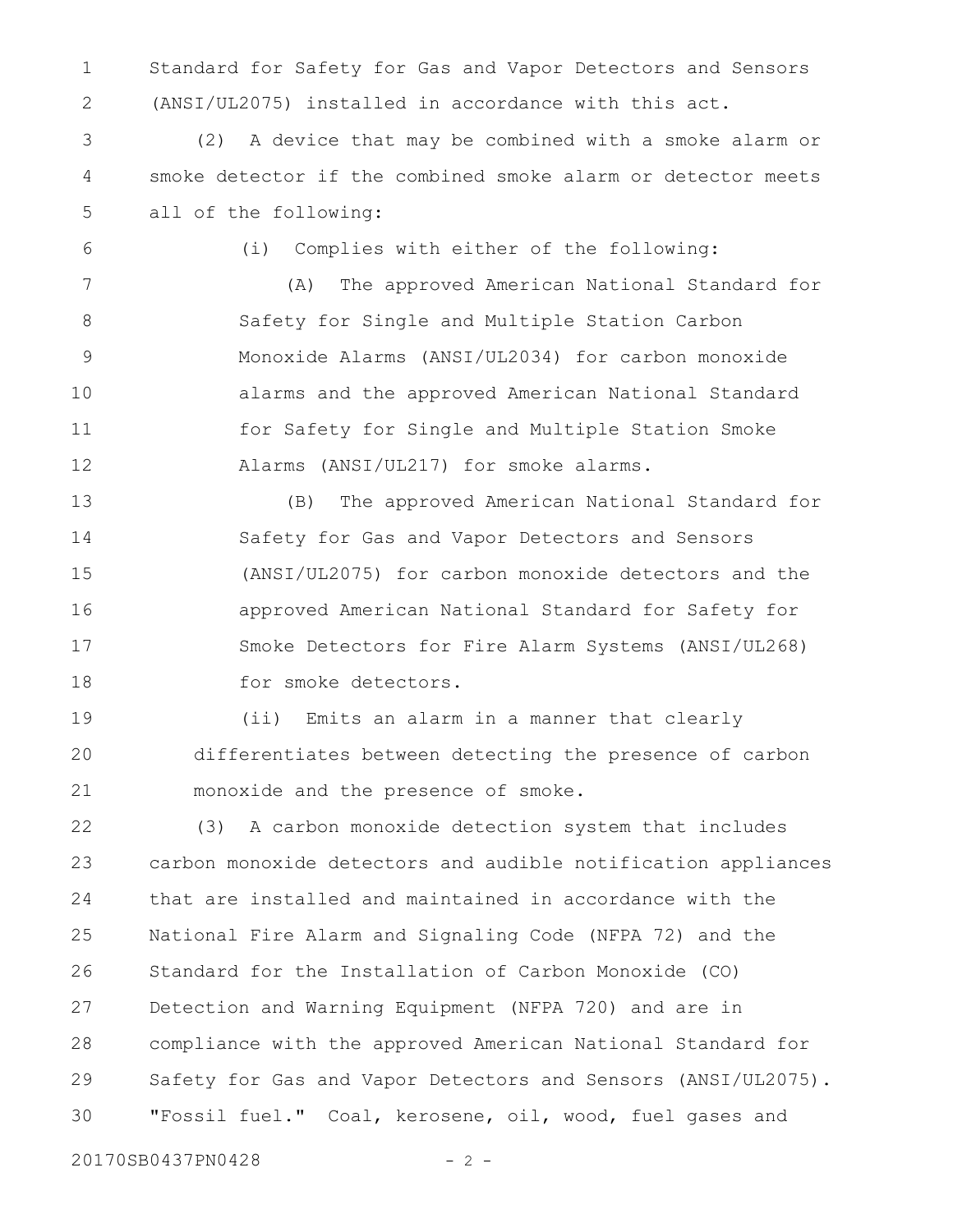Standard for Safety for Gas and Vapor Detectors and Sensors (ANSI/UL2075) installed in accordance with this act.

(2) A device that may be combined with a smoke alarm or smoke detector if the combined smoke alarm or detector meets all of the following:

(i) Complies with either of the following:

(A) The approved American National Standard for Safety for Single and Multiple Station Carbon Monoxide Alarms (ANSI/UL2034) for carbon monoxide alarms and the approved American National Standard for Safety for Single and Multiple Station Smoke Alarms (ANSI/UL217) for smoke alarms.

(B) The approved American National Standard for Safety for Gas and Vapor Detectors and Sensors (ANSI/UL2075) for carbon monoxide detectors and the approved American National Standard for Safety for Smoke Detectors for Fire Alarm Systems (ANSI/UL268) for smoke detectors.

(ii) Emits an alarm in a manner that clearly differentiates between detecting the presence of carbon monoxide and the presence of smoke.

(3) A carbon monoxide detection system that includes carbon monoxide detectors and audible notification appliances that are installed and maintained in accordance with the National Fire Alarm and Signaling Code (NFPA 72) and the Standard for the Installation of Carbon Monoxide (CO) Detection and Warning Equipment (NFPA 720) and are in compliance with the approved American National Standard for Safety for Gas and Vapor Detectors and Sensors (ANSI/UL2075).

"Fossil fuel." Coal, kerosene, oil, wood, fuel gases and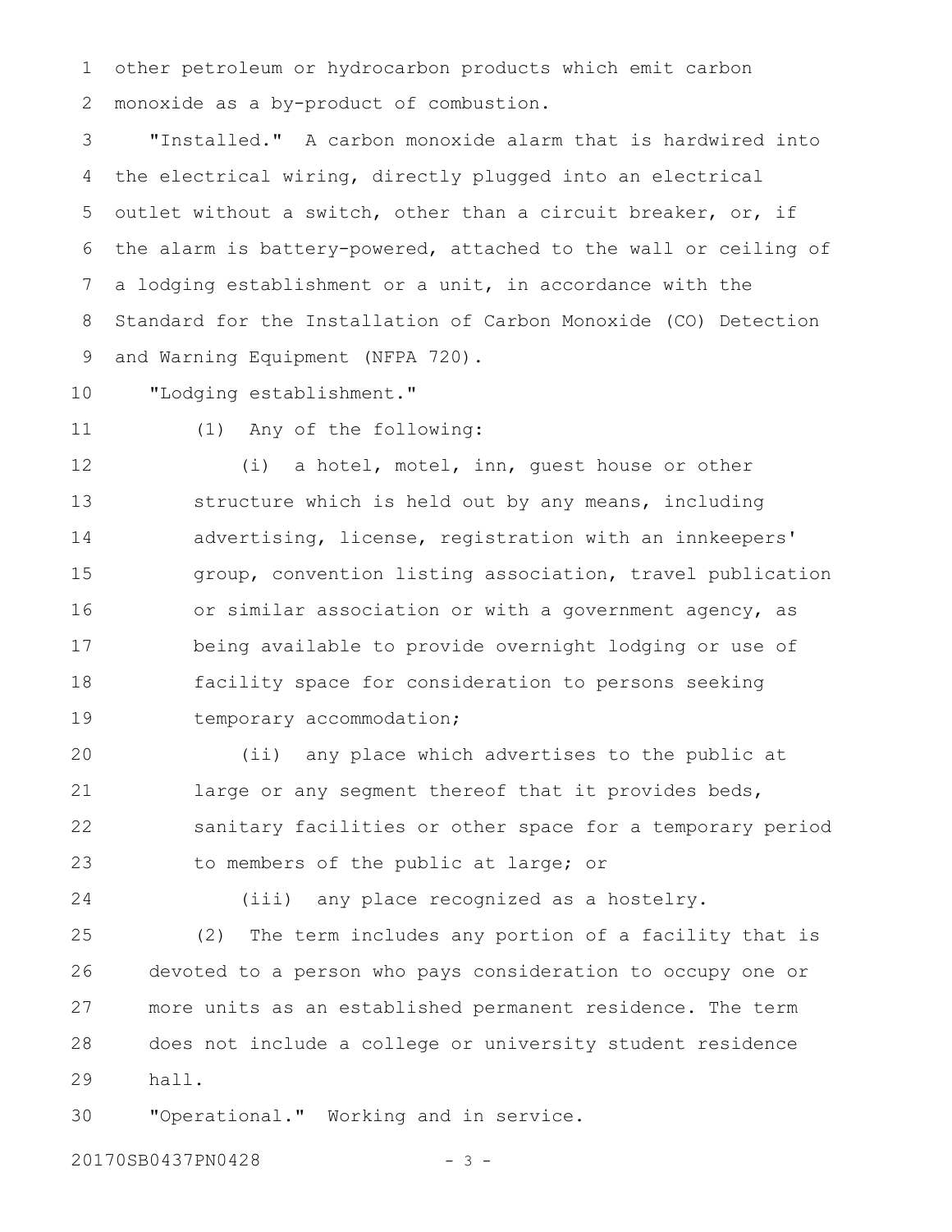other petroleum or hydrocarbon products which emit carbon monoxide as a by-product of combustion.

"Installed." A carbon monoxide alarm that is hardwired into the electrical wiring, directly plugged into an electrical outlet without a switch, other than a circuit breaker, or, if the alarm is battery-powered, attached to the wall or ceiling of a lodging establishment or a unit, in accordance with the Standard for the Installation of Carbon Monoxide (CO) Detection and Warning Equipment (NFPA 720).

"Lodging establishment."

(1) Any of the following:

(i) a hotel, motel, inn, guest house or other structure which is held out by any means, including advertising, license, registration with an innkeepers' group, convention listing association, travel publication or similar association or with a government agency, as being available to provide overnight lodging or use of facility space for consideration to persons seeking temporary accommodation;

(ii) any place which advertises to the public at large or any segment thereof that it provides beds, sanitary facilities or other space for a temporary period to members of the public at large; or

(iii) any place recognized as a hostelry.

(2) The term includes any portion of a facility that is devoted to a person who pays consideration to occupy one or more units as an established permanent residence. The term does not include a college or university student residence hall.

"Operational." Working and in service.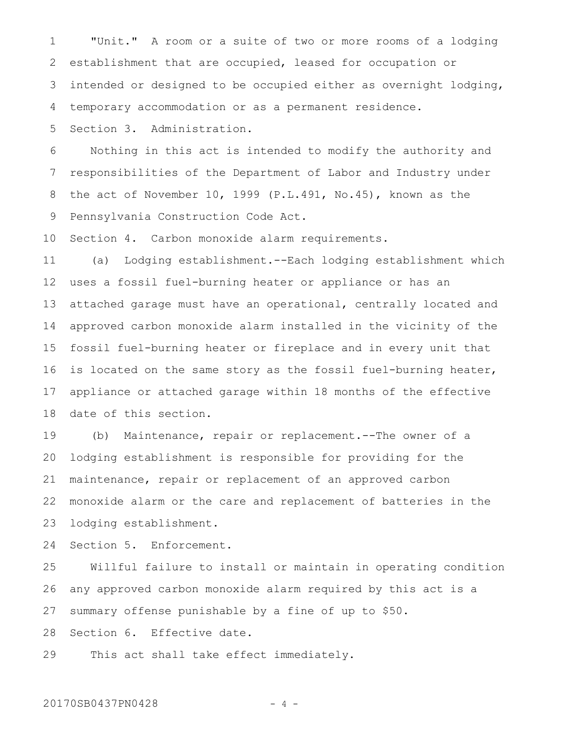"Unit." A room or a suite of two or more rooms of a lodging establishment that are occupied, leased for occupation or intended or designed to be occupied either as overnight lodging, temporary accommodation or as a permanent residence.

Section 3. Administration.

Nothing in this act is intended to modify the authority and responsibilities of the Department of Labor and Industry under the act of November 10, 1999 (P.L.491, No.45), known as the Pennsylvania Construction Code Act.

Section 4. Carbon monoxide alarm requirements.

(a) Lodging establishment.--Each lodging establishment which uses a fossil fuel-burning heater or appliance or has an attached garage must have an operational, centrally located and approved carbon monoxide alarm installed in the vicinity of the fossil fuel-burning heater or fireplace and in every unit that is located on the same story as the fossil fuel-burning heater, appliance or attached garage within 18 months of the effective date of this section.

(b) Maintenance, repair or replacement.--The owner of a lodging establishment is responsible for providing for the maintenance, repair or replacement of an approved carbon monoxide alarm or the care and replacement of batteries in the lodging establishment.

Section 5. Enforcement.

Willful failure to install or maintain in operating condition any approved carbon monoxide alarm required by this act is a summary offense punishable by a fine of up to $50.

Section 6. Effective date.

This act shall take effect immediately.